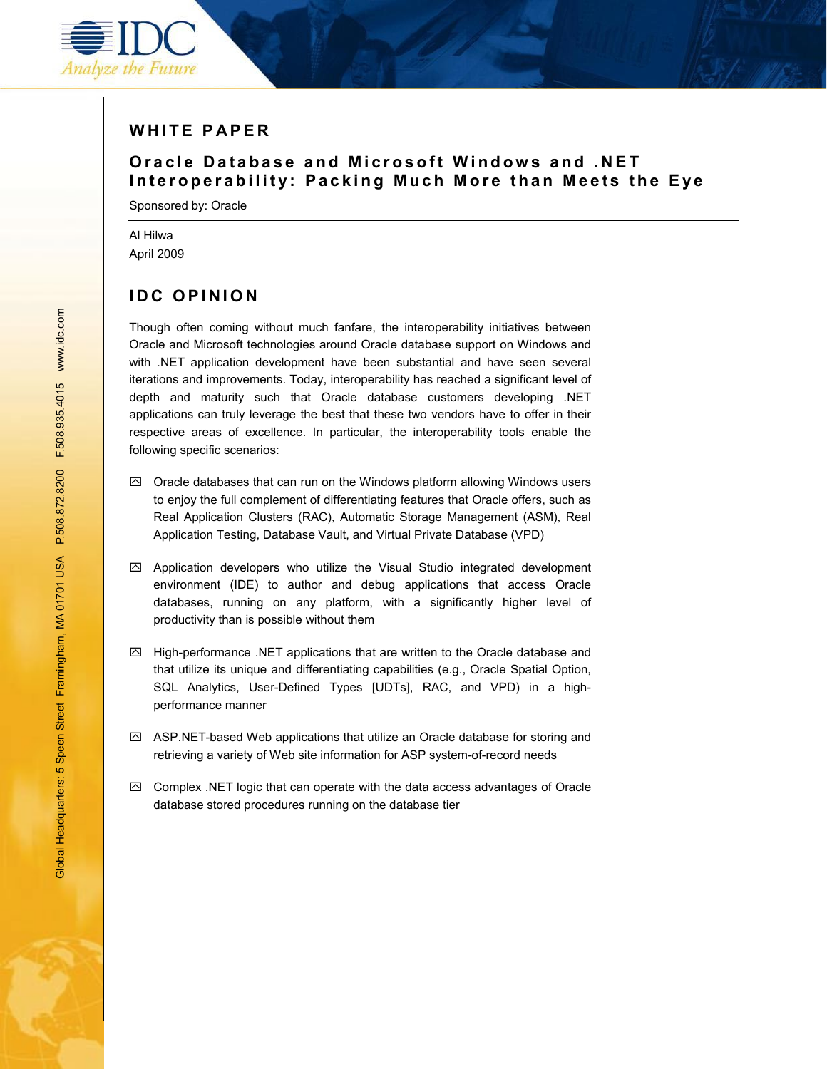# WHITE PAPER

## Oracle Database and Microsoft Windows and .NET Interoperability: Packing Much More than Meets the Eye

Sponsored by: Oracle

Al Hilwa
April 2009

## IDC OPINION

Though often coming without much fanfare, the interoperability initiatives between Oracle and Microsoft technologies around Oracle database support on Windows and with .NET application development have been substantial and have seen several iterations and improvements. Today, interoperability has reached a significant level of depth and maturity such that Oracle database customers developing .NET applications can truly leverage the best that these two vendors have to offer in their respective areas of excellence. In particular, the interoperability tools enable the following specific scenarios:

- Oracle databases that can run on the Windows platform allowing Windows users to enjoy the full complement of differentiating features that Oracle offers, such as Real Application Clusters (RAC), Automatic Storage Management (ASM), Real Application Testing, Database Vault, and Virtual Private Database (VPD)

- Application developers who utilize the Visual Studio integrated development environment (IDE) to author and debug applications that access Oracle databases, running on any platform, with a significantly higher level of productivity than is possible without them

- High-performance .NET applications that are written to the Oracle database and that utilize its unique and differentiating capabilities (e.g., Oracle Spatial Option, SQL Analytics, User-Defined Types [UDTs], RAC, and VPD) in a high-performance manner

- ASP.NET-based Web applications that utilize an Oracle database for storing and retrieving a variety of Web site information for ASP system-of-record needs

- Complex .NET logic that can operate with the data access advantages of Oracle database stored procedures running on the database tier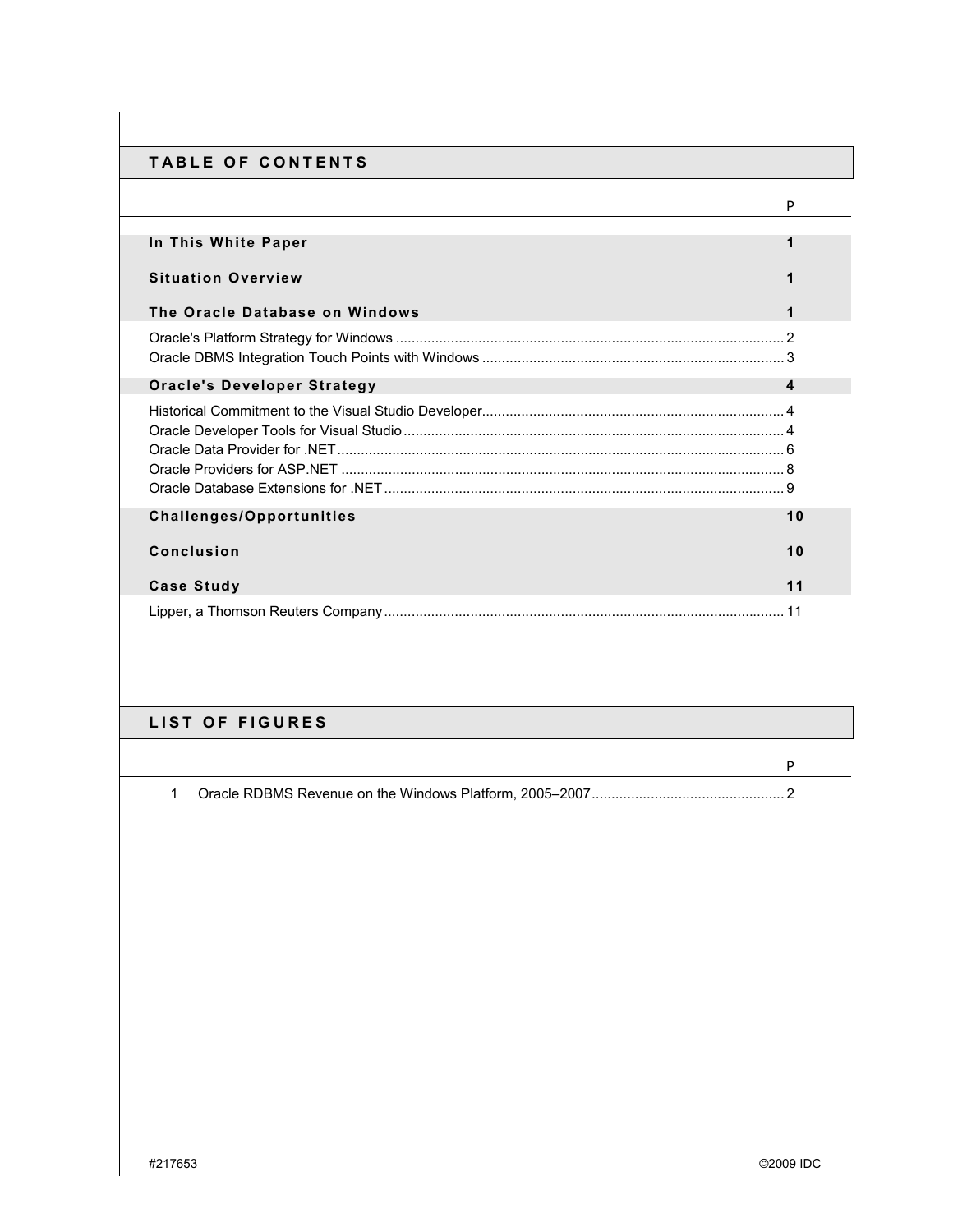## TABLE OF CONTENTS

| | P |
|---|---|
| **In This White Paper** | **1** |
| **Situation Overview** | **1** |
| **The Oracle Database on Windows** | **1** |
| Oracle's Platform Strategy for Windows | 2 |
| Oracle DBMS Integration Touch Points with Windows | 3 |
| **Oracle's Developer Strategy** | **4** |
| Historical Commitment to the Visual Studio Developer | 4 |
| Oracle Developer Tools for Visual Studio | 4 |
| Oracle Data Provider for .NET | 6 |
| Oracle Providers for ASP.NET | 8 |
| Oracle Database Extensions for .NET | 9 |
| **Challenges/Opportunities** | **10** |
| **Conclusion** | **10** |
| **Case Study** | **11** |
| Lipper, a Thomson Reuters Company | 11 |

## LIST OF FIGURES

| | | P |
|---|---|---|
| 1 | Oracle RDBMS Revenue on the Windows Platform, 2005–2007 | 2 |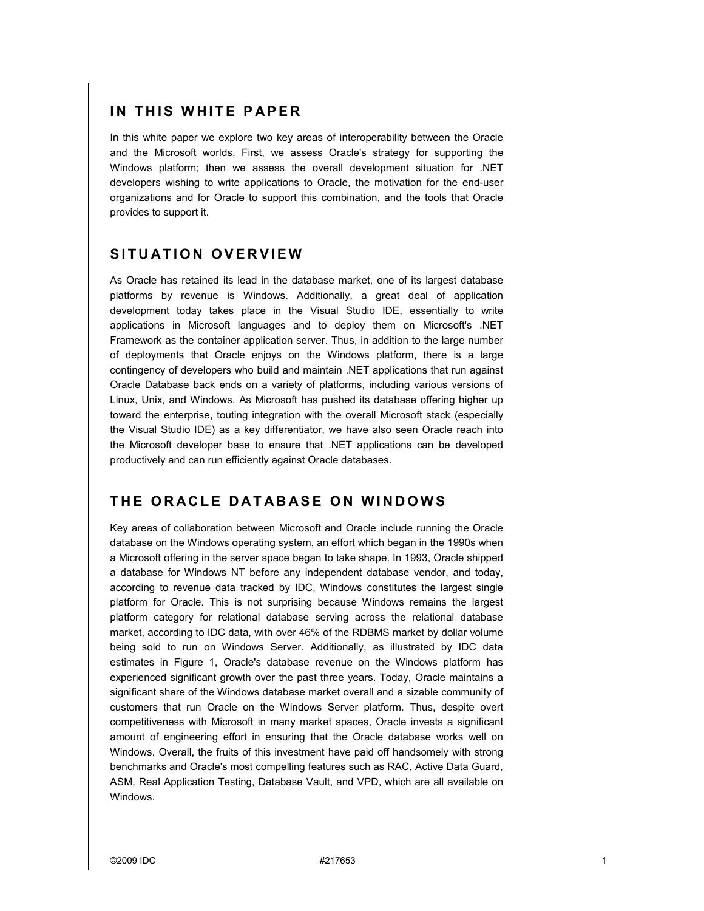## IN THIS WHITE PAPER

In this white paper we explore two key areas of interoperability between the Oracle and the Microsoft worlds. First, we assess Oracle's strategy for supporting the Windows platform; then we assess the overall development situation for .NET developers wishing to write applications to Oracle, the motivation for the end-user organizations and for Oracle to support this combination, and the tools that Oracle provides to support it.

## SITUATION OVERVIEW

As Oracle has retained its lead in the database market, one of its largest database platforms by revenue is Windows. Additionally, a great deal of application development today takes place in the Visual Studio IDE, essentially to write applications in Microsoft languages and to deploy them on Microsoft's .NET Framework as the container application server. Thus, in addition to the large number of deployments that Oracle enjoys on the Windows platform, there is a large contingency of developers who build and maintain .NET applications that run against Oracle Database back ends on a variety of platforms, including various versions of Linux, Unix, and Windows. As Microsoft has pushed its database offering higher up toward the enterprise, touting integration with the overall Microsoft stack (especially the Visual Studio IDE) as a key differentiator, we have also seen Oracle reach into the Microsoft developer base to ensure that .NET applications can be developed productively and can run efficiently against Oracle databases.

## THE ORACLE DATABASE ON WINDOWS

Key areas of collaboration between Microsoft and Oracle include running the Oracle database on the Windows operating system, an effort which began in the 1990s when a Microsoft offering in the server space began to take shape. In 1993, Oracle shipped a database for Windows NT before any independent database vendor, and today, according to revenue data tracked by IDC, Windows constitutes the largest single platform for Oracle. This is not surprising because Windows remains the largest platform category for relational database serving across the relational database market, according to IDC data, with over 46% of the RDBMS market by dollar volume being sold to run on Windows Server. Additionally, as illustrated by IDC data estimates in Figure 1, Oracle's database revenue on the Windows platform has experienced significant growth over the past three years. Today, Oracle maintains a significant share of the Windows database market overall and a sizable community of customers that run Oracle on the Windows Server platform. Thus, despite overt competitiveness with Microsoft in many market spaces, Oracle invests a significant amount of engineering effort in ensuring that the Oracle database works well on Windows. Overall, the fruits of this investment have paid off handsomely with strong benchmarks and Oracle's most compelling features such as RAC, Active Data Guard, ASM, Real Application Testing, Database Vault, and VPD, which are all available on Windows.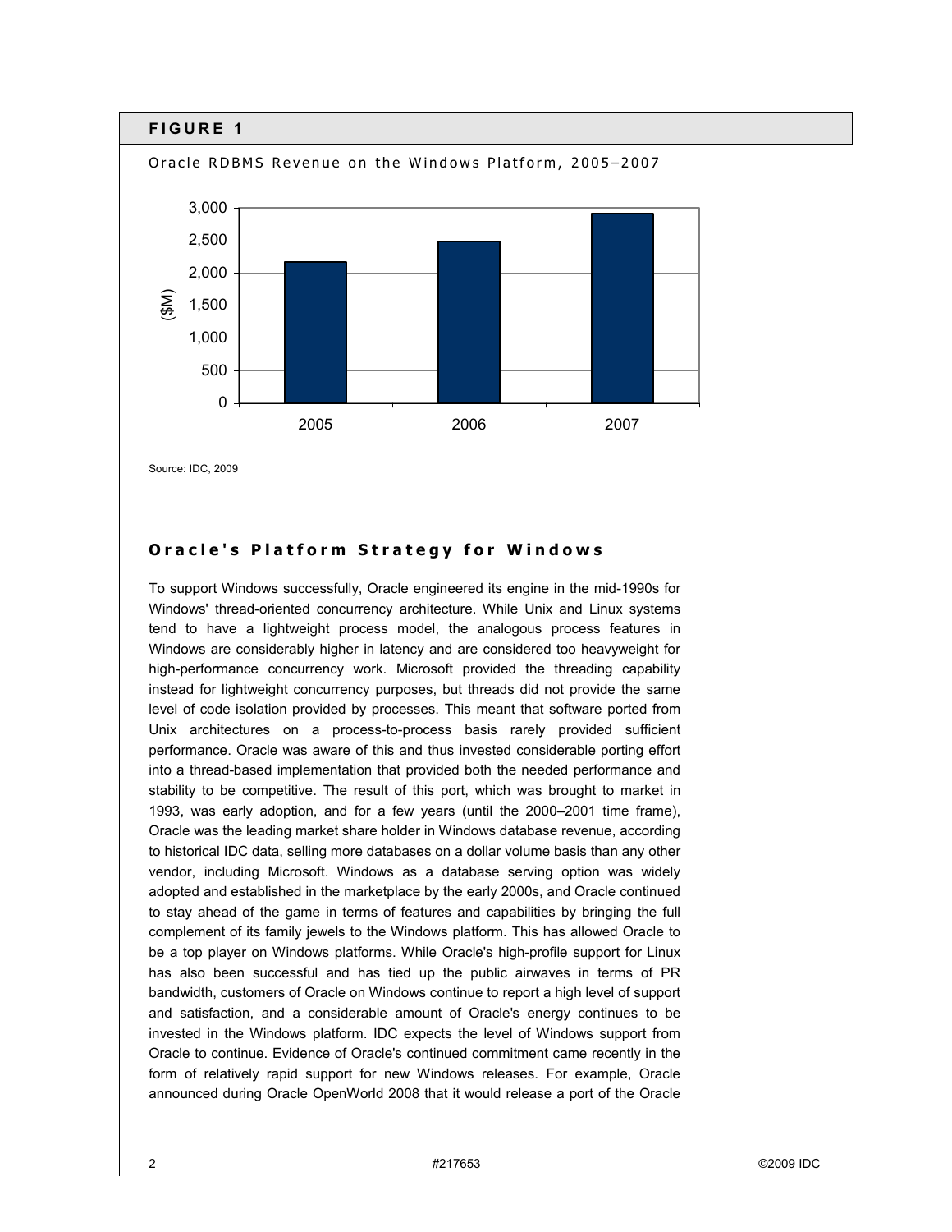## FIGURE 1

Oracle RDBMS Revenue on the Windows Platform, 2005–2007

Source: IDC, 2009

## Oracle's Platform Strategy for Windows

To support Windows successfully, Oracle engineered its engine in the mid-1990s for Windows' thread-oriented concurrency architecture. While Unix and Linux systems tend to have a lightweight process model, the analogous process features in Windows are considerably higher in latency and are considered too heavyweight for high-performance concurrency work. Microsoft provided the threading capability instead for lightweight concurrency purposes, but threads did not provide the same level of code isolation provided by processes. This meant that software ported from Unix architectures on a process-to-process basis rarely provided sufficient performance. Oracle was aware of this and thus invested considerable porting effort into a thread-based implementation that provided both the needed performance and stability to be competitive. The result of this port, which was brought to market in 1993, was early adoption, and for a few years (until the 2000–2001 time frame), Oracle was the leading market share holder in Windows database revenue, according to historical IDC data, selling more databases on a dollar volume basis than any other vendor, including Microsoft. Windows as a database serving option was widely adopted and established in the marketplace by the early 2000s, and Oracle continued to stay ahead of the game in terms of features and capabilities by bringing the full complement of its family jewels to the Windows platform. This has allowed Oracle to be a top player on Windows platforms. While Oracle's high-profile support for Linux has also been successful and has tied up the public airwaves in terms of PR bandwidth, customers of Oracle on Windows continue to report a high level of support and satisfaction, and a considerable amount of Oracle's energy continues to be invested in the Windows platform. IDC expects the level of Windows support from Oracle to continue. Evidence of Oracle's continued commitment came recently in the form of relatively rapid support for new Windows releases. For example, Oracle announced during Oracle OpenWorld 2008 that it would release a port of the Oracle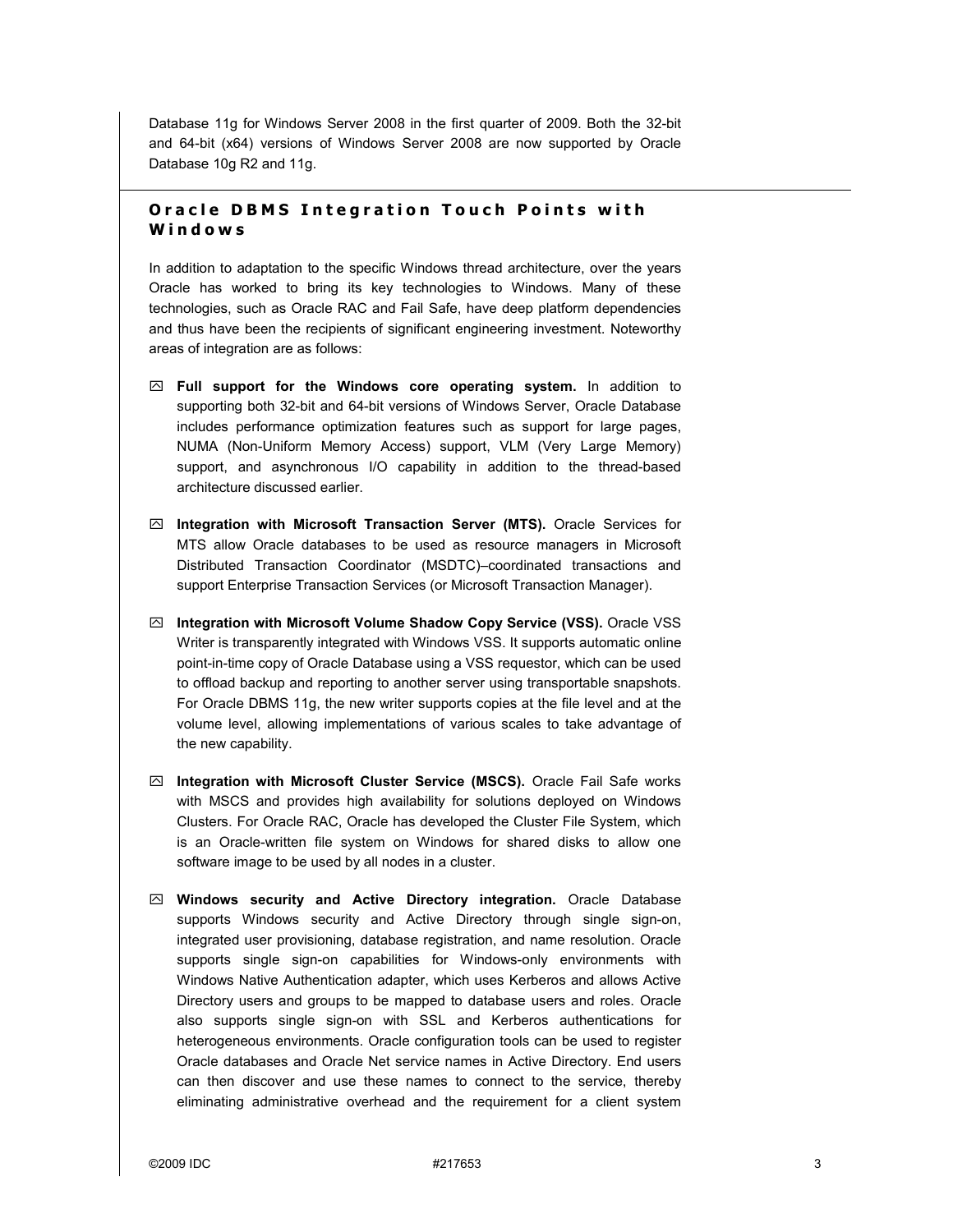Database 11g for Windows Server 2008 in the first quarter of 2009. Both the 32-bit and 64-bit (x64) versions of Windows Server 2008 are now supported by Oracle Database 10g R2 and 11g.

## Oracle DBMS Integration Touch Points with Windows

In addition to adaptation to the specific Windows thread architecture, over the years Oracle has worked to bring its key technologies to Windows. Many of these technologies, such as Oracle RAC and Fail Safe, have deep platform dependencies and thus have been the recipients of significant engineering investment. Noteworthy areas of integration are as follows:

- **Full support for the Windows core operating system.** In addition to supporting both 32-bit and 64-bit versions of Windows Server, Oracle Database includes performance optimization features such as support for large pages, NUMA (Non-Uniform Memory Access) support, VLM (Very Large Memory) support, and asynchronous I/O capability in addition to the thread-based architecture discussed earlier.

- **Integration with Microsoft Transaction Server (MTS).** Oracle Services for MTS allow Oracle databases to be used as resource managers in Microsoft Distributed Transaction Coordinator (MSDTC)–coordinated transactions and support Enterprise Transaction Services (or Microsoft Transaction Manager).

- **Integration with Microsoft Volume Shadow Copy Service (VSS).** Oracle VSS Writer is transparently integrated with Windows VSS. It supports automatic online point-in-time copy of Oracle Database using a VSS requestor, which can be used to offload backup and reporting to another server using transportable snapshots. For Oracle DBMS 11g, the new writer supports copies at the file level and at the volume level, allowing implementations of various scales to take advantage of the new capability.

- **Integration with Microsoft Cluster Service (MSCS).** Oracle Fail Safe works with MSCS and provides high availability for solutions deployed on Windows Clusters. For Oracle RAC, Oracle has developed the Cluster File System, which is an Oracle-written file system on Windows for shared disks to allow one software image to be used by all nodes in a cluster.

- **Windows security and Active Directory integration.** Oracle Database supports Windows security and Active Directory through single sign-on, integrated user provisioning, database registration, and name resolution. Oracle supports single sign-on capabilities for Windows-only environments with Windows Native Authentication adapter, which uses Kerberos and allows Active Directory users and groups to be mapped to database users and roles. Oracle also supports single sign-on with SSL and Kerberos authentications for heterogeneous environments. Oracle configuration tools can be used to register Oracle databases and Oracle Net service names in Active Directory. End users can then discover and use these names to connect to the service, thereby eliminating administrative overhead and the requirement for a client system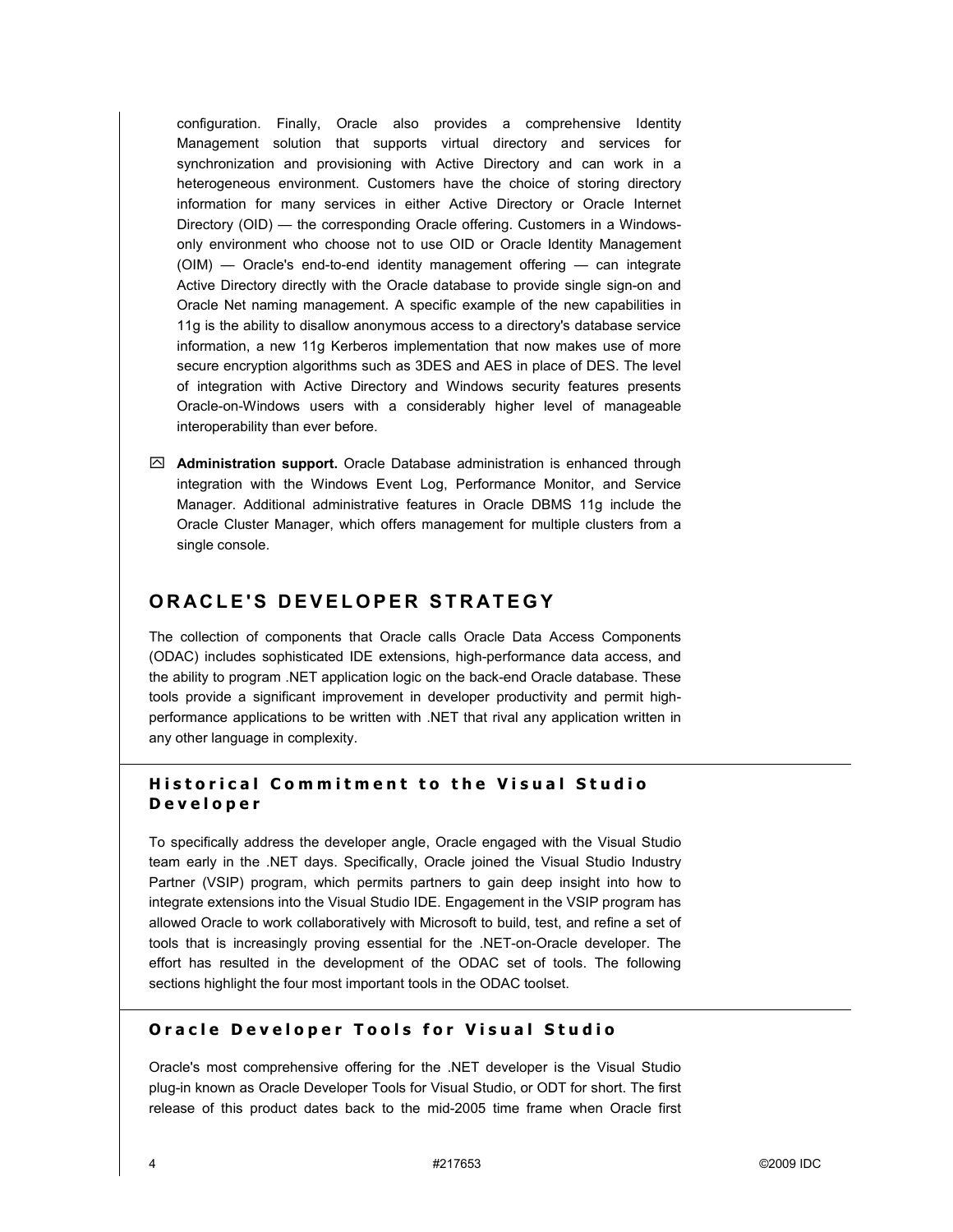configuration. Finally, Oracle also provides a comprehensive Identity Management solution that supports virtual directory and services for synchronization and provisioning with Active Directory and can work in a heterogeneous environment. Customers have the choice of storing directory information for many services in either Active Directory or Oracle Internet Directory (OID) — the corresponding Oracle offering. Customers in a Windows-only environment who choose not to use OID or Oracle Identity Management (OIM) — Oracle's end-to-end identity management offering — can integrate Active Directory directly with the Oracle database to provide single sign-on and Oracle Net naming management. A specific example of the new capabilities in 11g is the ability to disallow anonymous access to a directory's database service information, a new 11g Kerberos implementation that now makes use of more secure encryption algorithms such as 3DES and AES in place of DES. The level of integration with Active Directory and Windows security features presents Oracle-on-Windows users with a considerably higher level of manageable interoperability than ever before.

- **Administration support.** Oracle Database administration is enhanced through integration with the Windows Event Log, Performance Monitor, and Service Manager. Additional administrative features in Oracle DBMS 11g include the Oracle Cluster Manager, which offers management for multiple clusters from a single console.

# ORACLE'S DEVELOPER STRATEGY

The collection of components that Oracle calls Oracle Data Access Components (ODAC) includes sophisticated IDE extensions, high-performance data access, and the ability to program .NET application logic on the back-end Oracle database. These tools provide a significant improvement in developer productivity and permit high-performance applications to be written with .NET that rival any application written in any other language in complexity.

## Historical Commitment to the Visual Studio Developer

To specifically address the developer angle, Oracle engaged with the Visual Studio team early in the .NET days. Specifically, Oracle joined the Visual Studio Industry Partner (VSIP) program, which permits partners to gain deep insight into how to integrate extensions into the Visual Studio IDE. Engagement in the VSIP program has allowed Oracle to work collaboratively with Microsoft to build, test, and refine a set of tools that is increasingly proving essential for the .NET-on-Oracle developer. The effort has resulted in the development of the ODAC set of tools. The following sections highlight the four most important tools in the ODAC toolset.

## Oracle Developer Tools for Visual Studio

Oracle's most comprehensive offering for the .NET developer is the Visual Studio plug-in known as Oracle Developer Tools for Visual Studio, or ODT for short. The first release of this product dates back to the mid-2005 time frame when Oracle first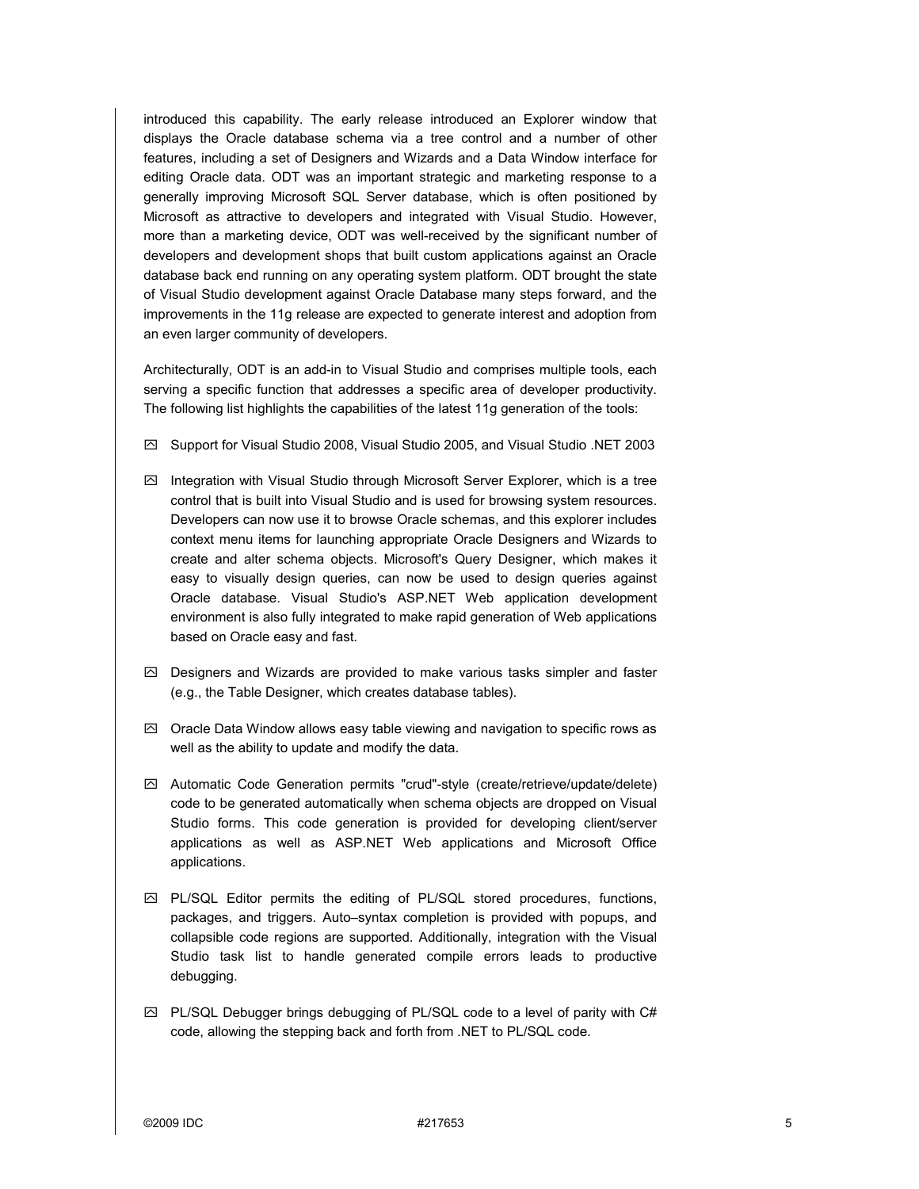introduced this capability. The early release introduced an Explorer window that displays the Oracle database schema via a tree control and a number of other features, including a set of Designers and Wizards and a Data Window interface for editing Oracle data. ODT was an important strategic and marketing response to a generally improving Microsoft SQL Server database, which is often positioned by Microsoft as attractive to developers and integrated with Visual Studio. However, more than a marketing device, ODT was well-received by the significant number of developers and development shops that built custom applications against an Oracle database back end running on any operating system platform. ODT brought the state of Visual Studio development against Oracle Database many steps forward, and the improvements in the 11g release are expected to generate interest and adoption from an even larger community of developers.

Architecturally, ODT is an add-in to Visual Studio and comprises multiple tools, each serving a specific function that addresses a specific area of developer productivity. The following list highlights the capabilities of the latest 11g generation of the tools:

- Support for Visual Studio 2008, Visual Studio 2005, and Visual Studio .NET 2003
- Integration with Visual Studio through Microsoft Server Explorer, which is a tree control that is built into Visual Studio and is used for browsing system resources. Developers can now use it to browse Oracle schemas, and this explorer includes context menu items for launching appropriate Oracle Designers and Wizards to create and alter schema objects. Microsoft's Query Designer, which makes it easy to visually design queries, can now be used to design queries against Oracle database. Visual Studio's ASP.NET Web application development environment is also fully integrated to make rapid generation of Web applications based on Oracle easy and fast.
- Designers and Wizards are provided to make various tasks simpler and faster (e.g., the Table Designer, which creates database tables).
- Oracle Data Window allows easy table viewing and navigation to specific rows as well as the ability to update and modify the data.
- Automatic Code Generation permits "crud"-style (create/retrieve/update/delete) code to be generated automatically when schema objects are dropped on Visual Studio forms. This code generation is provided for developing client/server applications as well as ASP.NET Web applications and Microsoft Office applications.
- PL/SQL Editor permits the editing of PL/SQL stored procedures, functions, packages, and triggers. Auto–syntax completion is provided with popups, and collapsible code regions are supported. Additionally, integration with the Visual Studio task list to handle generated compile errors leads to productive debugging.
- PL/SQL Debugger brings debugging of PL/SQL code to a level of parity with C# code, allowing the stepping back and forth from .NET to PL/SQL code.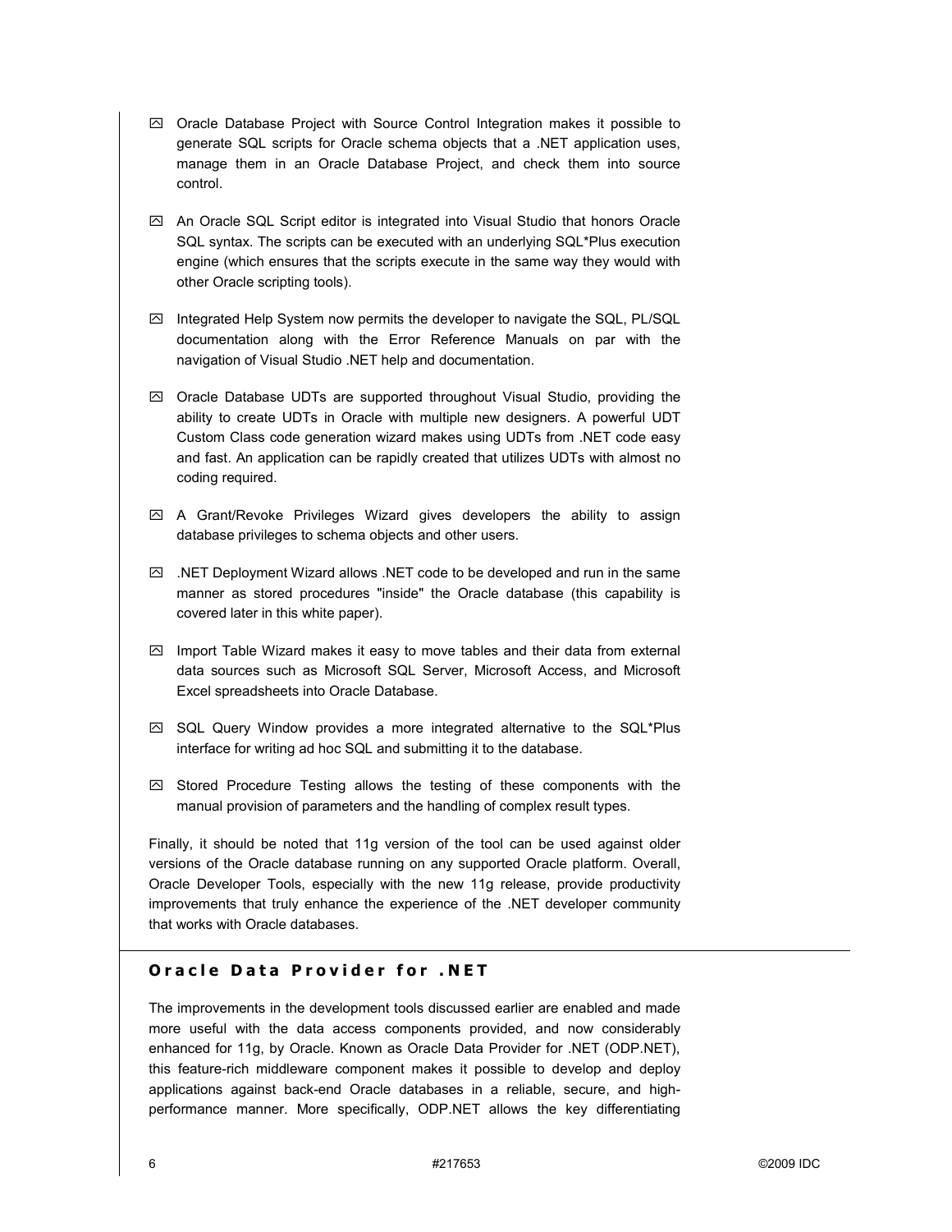- Oracle Database Project with Source Control Integration makes it possible to generate SQL scripts for Oracle schema objects that a .NET application uses, manage them in an Oracle Database Project, and check them into source control.

- An Oracle SQL Script editor is integrated into Visual Studio that honors Oracle SQL syntax. The scripts can be executed with an underlying SQL*Plus execution engine (which ensures that the scripts execute in the same way they would with other Oracle scripting tools).

- Integrated Help System now permits the developer to navigate the SQL, PL/SQL documentation along with the Error Reference Manuals on par with the navigation of Visual Studio .NET help and documentation.

- Oracle Database UDTs are supported throughout Visual Studio, providing the ability to create UDTs in Oracle with multiple new designers. A powerful UDT Custom Class code generation wizard makes using UDTs from .NET code easy and fast. An application can be rapidly created that utilizes UDTs with almost no coding required.

- A Grant/Revoke Privileges Wizard gives developers the ability to assign database privileges to schema objects and other users.

- .NET Deployment Wizard allows .NET code to be developed and run in the same manner as stored procedures "inside" the Oracle database (this capability is covered later in this white paper).

- Import Table Wizard makes it easy to move tables and their data from external data sources such as Microsoft SQL Server, Microsoft Access, and Microsoft Excel spreadsheets into Oracle Database.

- SQL Query Window provides a more integrated alternative to the SQL*Plus interface for writing ad hoc SQL and submitting it to the database.

- Stored Procedure Testing allows the testing of these components with the manual provision of parameters and the handling of complex result types.

Finally, it should be noted that 11g version of the tool can be used against older versions of the Oracle database running on any supported Oracle platform. Overall, Oracle Developer Tools, especially with the new 11g release, provide productivity improvements that truly enhance the experience of the .NET developer community that works with Oracle databases.

## Oracle Data Provider for .NET

The improvements in the development tools discussed earlier are enabled and made more useful with the data access components provided, and now considerably enhanced for 11g, by Oracle. Known as Oracle Data Provider for .NET (ODP.NET), this feature-rich middleware component makes it possible to develop and deploy applications against back-end Oracle databases in a reliable, secure, and high-performance manner. More specifically, ODP.NET allows the key differentiating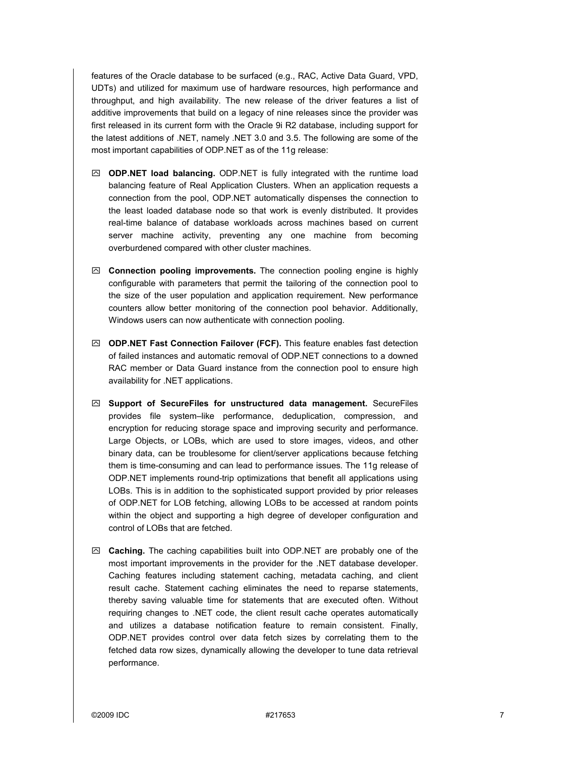features of the Oracle database to be surfaced (e.g., RAC, Active Data Guard, VPD, UDTs) and utilized for maximum use of hardware resources, high performance and throughput, and high availability. The new release of the driver features a list of additive improvements that build on a legacy of nine releases since the provider was first released in its current form with the Oracle 9i R2 database, including support for the latest additions of .NET, namely .NET 3.0 and 3.5. The following are some of the most important capabilities of ODP.NET as of the 11g release:

- **ODP.NET load balancing.** ODP.NET is fully integrated with the runtime load balancing feature of Real Application Clusters. When an application requests a connection from the pool, ODP.NET automatically dispenses the connection to the least loaded database node so that work is evenly distributed. It provides real-time balance of database workloads across machines based on current server machine activity, preventing any one machine from becoming overburdened compared with other cluster machines.

- **Connection pooling improvements.** The connection pooling engine is highly configurable with parameters that permit the tailoring of the connection pool to the size of the user population and application requirement. New performance counters allow better monitoring of the connection pool behavior. Additionally, Windows users can now authenticate with connection pooling.

- **ODP.NET Fast Connection Failover (FCF).** This feature enables fast detection of failed instances and automatic removal of ODP.NET connections to a downed RAC member or Data Guard instance from the connection pool to ensure high availability for .NET applications.

- **Support of SecureFiles for unstructured data management.** SecureFiles provides file system–like performance, deduplication, compression, and encryption for reducing storage space and improving security and performance. Large Objects, or LOBs, which are used to store images, videos, and other binary data, can be troublesome for client/server applications because fetching them is time-consuming and can lead to performance issues. The 11g release of ODP.NET implements round-trip optimizations that benefit all applications using LOBs. This is in addition to the sophisticated support provided by prior releases of ODP.NET for LOB fetching, allowing LOBs to be accessed at random points within the object and supporting a high degree of developer configuration and control of LOBs that are fetched.

- **Caching.** The caching capabilities built into ODP.NET are probably one of the most important improvements in the provider for the .NET database developer. Caching features including statement caching, metadata caching, and client result cache. Statement caching eliminates the need to reparse statements, thereby saving valuable time for statements that are executed often. Without requiring changes to .NET code, the client result cache operates automatically and utilizes a database notification feature to remain consistent. Finally, ODP.NET provides control over data fetch sizes by correlating them to the fetched data row sizes, dynamically allowing the developer to tune data retrieval performance.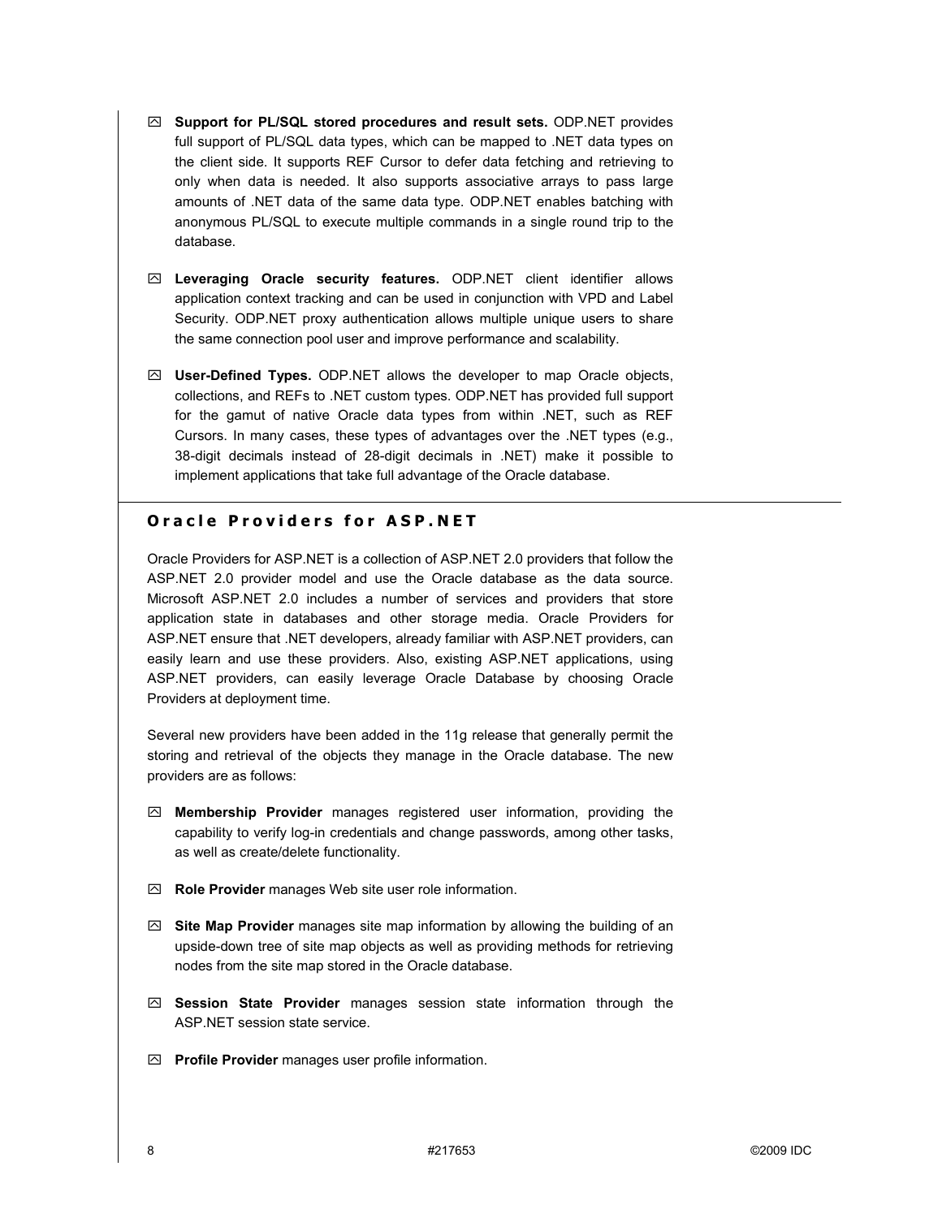- **Support for PL/SQL stored procedures and result sets.** ODP.NET provides full support of PL/SQL data types, which can be mapped to .NET data types on the client side. It supports REF Cursor to defer data fetching and retrieving to only when data is needed. It also supports associative arrays to pass large amounts of .NET data of the same data type. ODP.NET enables batching with anonymous PL/SQL to execute multiple commands in a single round trip to the database.

- **Leveraging Oracle security features.** ODP.NET client identifier allows application context tracking and can be used in conjunction with VPD and Label Security. ODP.NET proxy authentication allows multiple unique users to share the same connection pool user and improve performance and scalability.

- **User-Defined Types.** ODP.NET allows the developer to map Oracle objects, collections, and REFs to .NET custom types. ODP.NET has provided full support for the gamut of native Oracle data types from within .NET, such as REF Cursors. In many cases, these types of advantages over the .NET types (e.g., 38-digit decimals instead of 28-digit decimals in .NET) make it possible to implement applications that take full advantage of the Oracle database.

## Oracle Providers for ASP.NET

Oracle Providers for ASP.NET is a collection of ASP.NET 2.0 providers that follow the ASP.NET 2.0 provider model and use the Oracle database as the data source. Microsoft ASP.NET 2.0 includes a number of services and providers that store application state in databases and other storage media. Oracle Providers for ASP.NET ensure that .NET developers, already familiar with ASP.NET providers, can easily learn and use these providers. Also, existing ASP.NET applications, using ASP.NET providers, can easily leverage Oracle Database by choosing Oracle Providers at deployment time.

Several new providers have been added in the 11g release that generally permit the storing and retrieval of the objects they manage in the Oracle database. The new providers are as follows:

- **Membership Provider** manages registered user information, providing the capability to verify log-in credentials and change passwords, among other tasks, as well as create/delete functionality.

- **Role Provider** manages Web site user role information.

- **Site Map Provider** manages site map information by allowing the building of an upside-down tree of site map objects as well as providing methods for retrieving nodes from the site map stored in the Oracle database.

- **Session State Provider** manages session state information through the ASP.NET session state service.

- **Profile Provider** manages user profile information.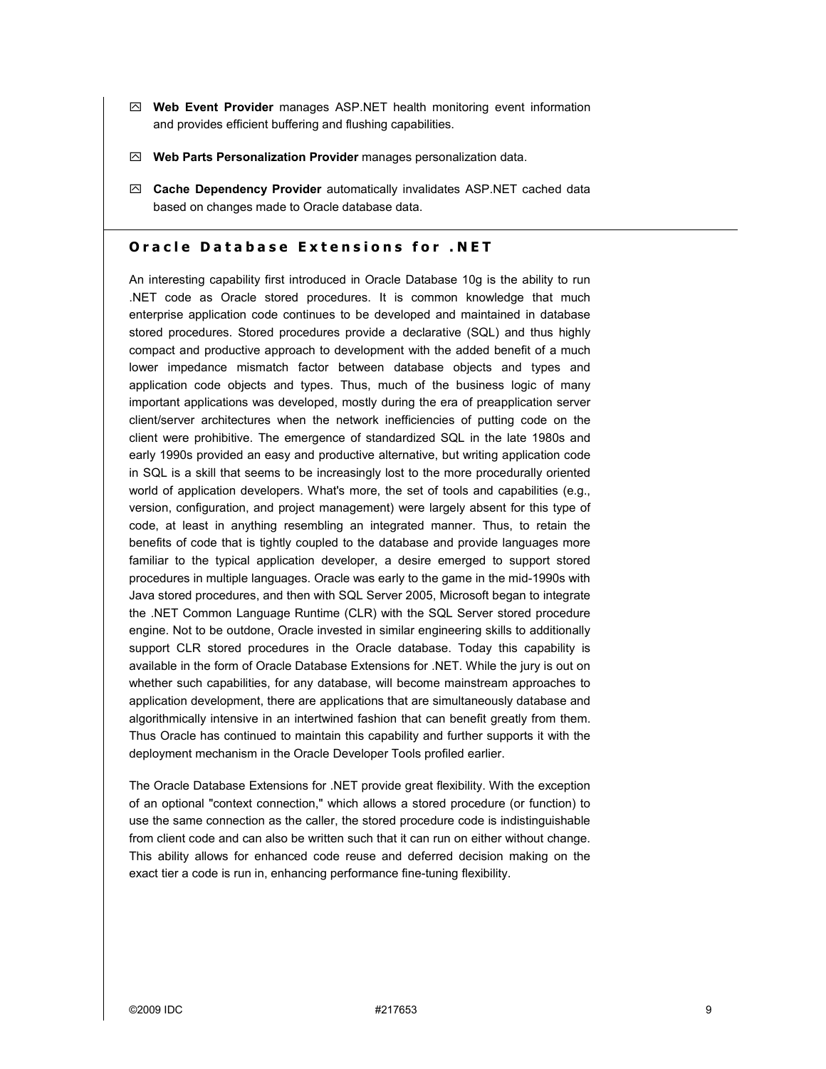- **Web Event Provider** manages ASP.NET health monitoring event information and provides efficient buffering and flushing capabilities.
- **Web Parts Personalization Provider** manages personalization data.
- **Cache Dependency Provider** automatically invalidates ASP.NET cached data based on changes made to Oracle database data.

## Oracle Database Extensions for .NET

An interesting capability first introduced in Oracle Database 10g is the ability to run .NET code as Oracle stored procedures. It is common knowledge that much enterprise application code continues to be developed and maintained in database stored procedures. Stored procedures provide a declarative (SQL) and thus highly compact and productive approach to development with the added benefit of a much lower impedance mismatch factor between database objects and types and application code objects and types. Thus, much of the business logic of many important applications was developed, mostly during the era of preapplication server client/server architectures when the network inefficiencies of putting code on the client were prohibitive. The emergence of standardized SQL in the late 1980s and early 1990s provided an easy and productive alternative, but writing application code in SQL is a skill that seems to be increasingly lost to the more procedurally oriented world of application developers. What's more, the set of tools and capabilities (e.g., version, configuration, and project management) were largely absent for this type of code, at least in anything resembling an integrated manner. Thus, to retain the benefits of code that is tightly coupled to the database and provide languages more familiar to the typical application developer, a desire emerged to support stored procedures in multiple languages. Oracle was early to the game in the mid-1990s with Java stored procedures, and then with SQL Server 2005, Microsoft began to integrate the .NET Common Language Runtime (CLR) with the SQL Server stored procedure engine. Not to be outdone, Oracle invested in similar engineering skills to additionally support CLR stored procedures in the Oracle database. Today this capability is available in the form of Oracle Database Extensions for .NET. While the jury is out on whether such capabilities, for any database, will become mainstream approaches to application development, there are applications that are simultaneously database and algorithmically intensive in an intertwined fashion that can benefit greatly from them. Thus Oracle has continued to maintain this capability and further supports it with the deployment mechanism in the Oracle Developer Tools profiled earlier.

The Oracle Database Extensions for .NET provide great flexibility. With the exception of an optional "context connection," which allows a stored procedure (or function) to use the same connection as the caller, the stored procedure code is indistinguishable from client code and can also be written such that it can run on either without change. This ability allows for enhanced code reuse and deferred decision making on the exact tier a code is run in, enhancing performance fine-tuning flexibility.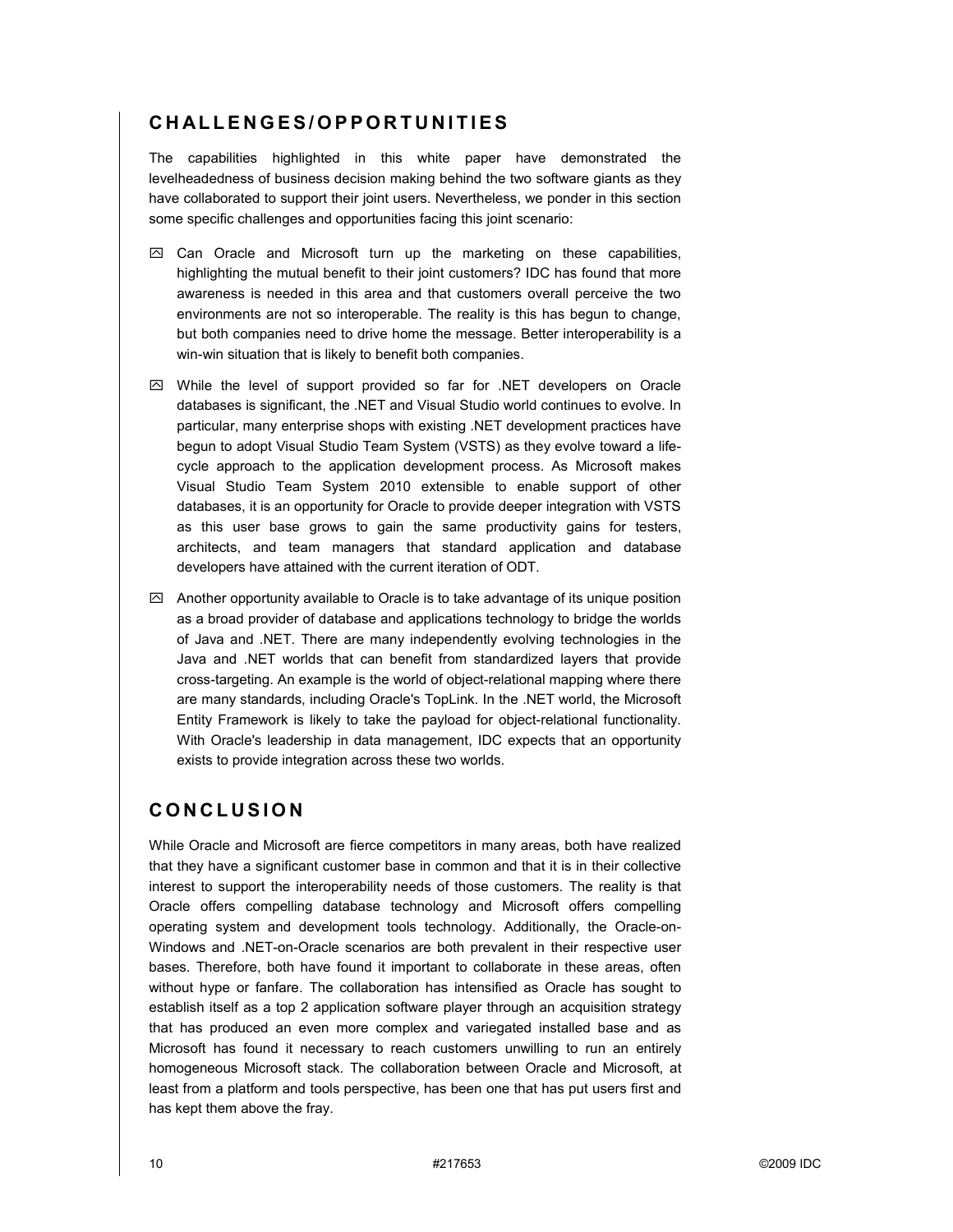## CHALLENGES/OPPORTUNITIES

The capabilities highlighted in this white paper have demonstrated the levelheadedness of business decision making behind the two software giants as they have collaborated to support their joint users. Nevertheless, we ponder in this section some specific challenges and opportunities facing this joint scenario:

- Can Oracle and Microsoft turn up the marketing on these capabilities, highlighting the mutual benefit to their joint customers? IDC has found that more awareness is needed in this area and that customers overall perceive the two environments are not so interoperable. The reality is this has begun to change, but both companies need to drive home the message. Better interoperability is a win-win situation that is likely to benefit both companies.

- While the level of support provided so far for .NET developers on Oracle databases is significant, the .NET and Visual Studio world continues to evolve. In particular, many enterprise shops with existing .NET development practices have begun to adopt Visual Studio Team System (VSTS) as they evolve toward a life-cycle approach to the application development process. As Microsoft makes Visual Studio Team System 2010 extensible to enable support of other databases, it is an opportunity for Oracle to provide deeper integration with VSTS as this user base grows to gain the same productivity gains for testers, architects, and team managers that standard application and database developers have attained with the current iteration of ODT.

- Another opportunity available to Oracle is to take advantage of its unique position as a broad provider of database and applications technology to bridge the worlds of Java and .NET. There are many independently evolving technologies in the Java and .NET worlds that can benefit from standardized layers that provide cross-targeting. An example is the world of object-relational mapping where there are many standards, including Oracle's TopLink. In the .NET world, the Microsoft Entity Framework is likely to take the payload for object-relational functionality. With Oracle's leadership in data management, IDC expects that an opportunity exists to provide integration across these two worlds.

## CONCLUSION

While Oracle and Microsoft are fierce competitors in many areas, both have realized that they have a significant customer base in common and that it is in their collective interest to support the interoperability needs of those customers. The reality is that Oracle offers compelling database technology and Microsoft offers compelling operating system and development tools technology. Additionally, the Oracle-on-Windows and .NET-on-Oracle scenarios are both prevalent in their respective user bases. Therefore, both have found it important to collaborate in these areas, often without hype or fanfare. The collaboration has intensified as Oracle has sought to establish itself as a top 2 application software player through an acquisition strategy that has produced an even more complex and variegated installed base and as Microsoft has found it necessary to reach customers unwilling to run an entirely homogeneous Microsoft stack. The collaboration between Oracle and Microsoft, at least from a platform and tools perspective, has been one that has put users first and has kept them above the fray.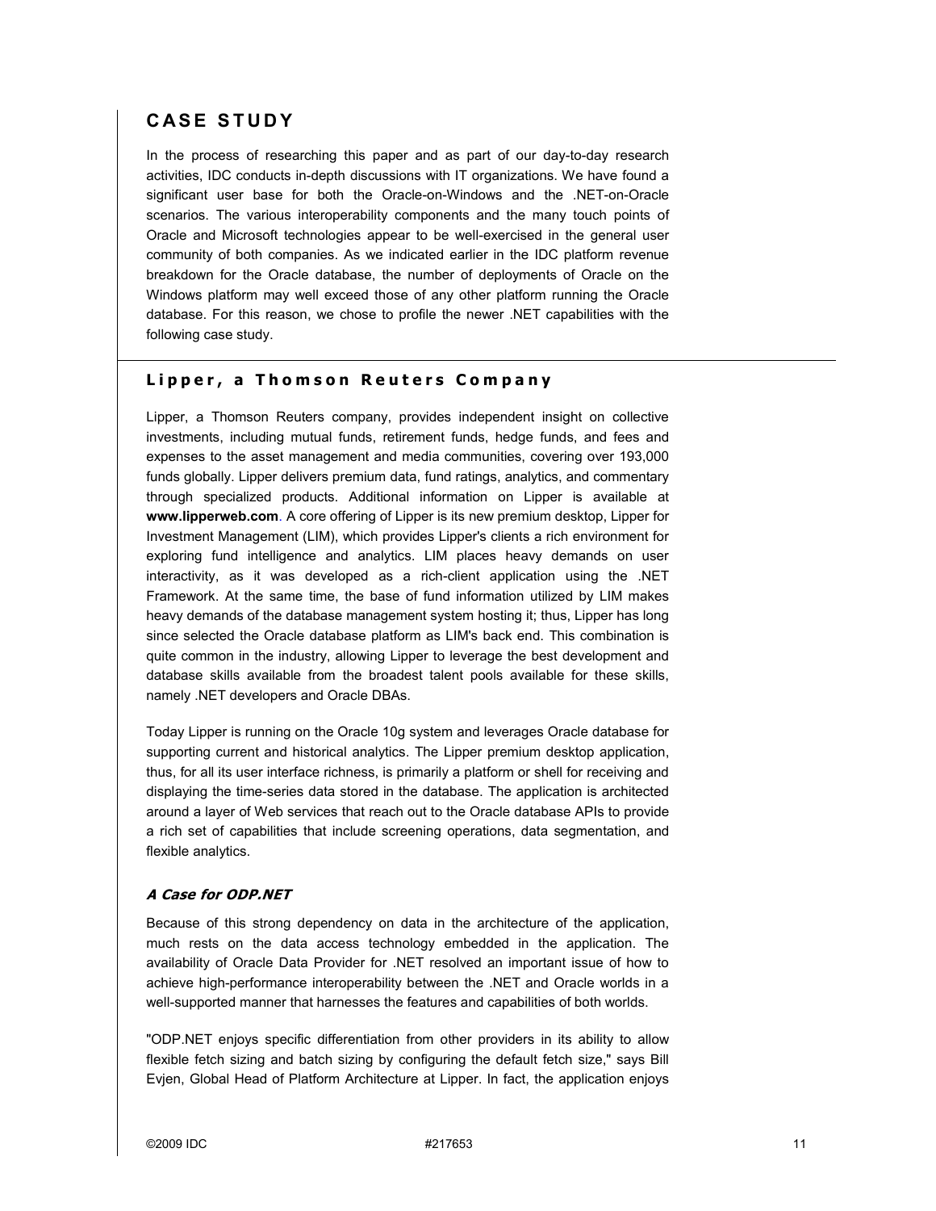## CASE STUDY

In the process of researching this paper and as part of our day-to-day research activities, IDC conducts in-depth discussions with IT organizations. We have found a significant user base for both the Oracle-on-Windows and the .NET-on-Oracle scenarios. The various interoperability components and the many touch points of Oracle and Microsoft technologies appear to be well-exercised in the general user community of both companies. As we indicated earlier in the IDC platform revenue breakdown for the Oracle database, the number of deployments of Oracle on the Windows platform may well exceed those of any other platform running the Oracle database. For this reason, we chose to profile the newer .NET capabilities with the following case study.

### Lipper, a Thomson Reuters Company

Lipper, a Thomson Reuters company, provides independent insight on collective investments, including mutual funds, retirement funds, hedge funds, and fees and expenses to the asset management and media communities, covering over 193,000 funds globally. Lipper delivers premium data, fund ratings, analytics, and commentary through specialized products. Additional information on Lipper is available at **www.lipperweb.com**. A core offering of Lipper is its new premium desktop, Lipper for Investment Management (LIM), which provides Lipper's clients a rich environment for exploring fund intelligence and analytics. LIM places heavy demands on user interactivity, as it was developed as a rich-client application using the .NET Framework. At the same time, the base of fund information utilized by LIM makes heavy demands of the database management system hosting it; thus, Lipper has long since selected the Oracle database platform as LIM's back end. This combination is quite common in the industry, allowing Lipper to leverage the best development and database skills available from the broadest talent pools available for these skills, namely .NET developers and Oracle DBAs.

Today Lipper is running on the Oracle 10g system and leverages Oracle database for supporting current and historical analytics. The Lipper premium desktop application, thus, for all its user interface richness, is primarily a platform or shell for receiving and displaying the time-series data stored in the database. The application is architected around a layer of Web services that reach out to the Oracle database APIs to provide a rich set of capabilities that include screening operations, data segmentation, and flexible analytics.

#### *A Case for ODP.NET*

Because of this strong dependency on data in the architecture of the application, much rests on the data access technology embedded in the application. The availability of Oracle Data Provider for .NET resolved an important issue of how to achieve high-performance interoperability between the .NET and Oracle worlds in a well-supported manner that harnesses the features and capabilities of both worlds.

"ODP.NET enjoys specific differentiation from other providers in its ability to allow flexible fetch sizing and batch sizing by configuring the default fetch size," says Bill Evjen, Global Head of Platform Architecture at Lipper. In fact, the application enjoys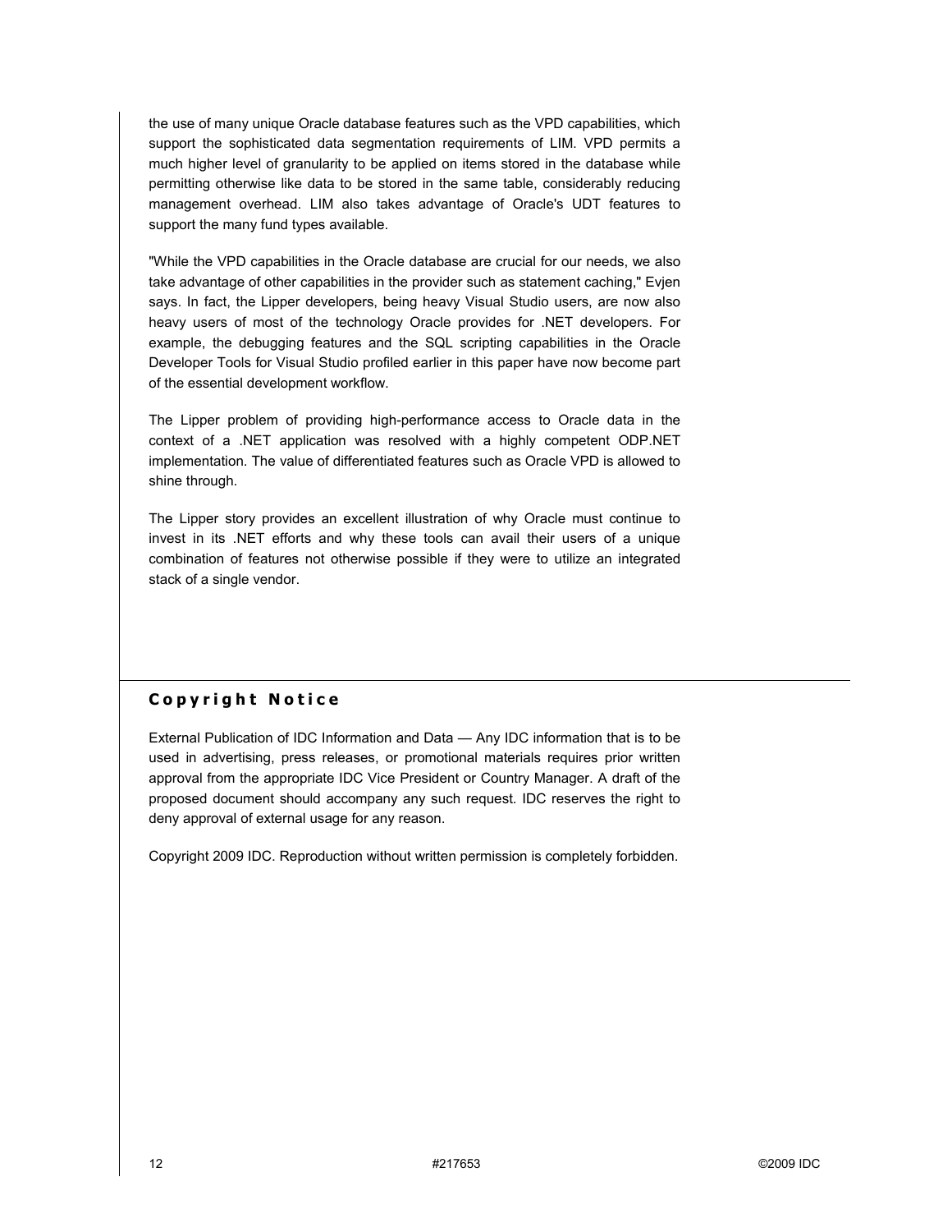the use of many unique Oracle database features such as the VPD capabilities, which support the sophisticated data segmentation requirements of LIM. VPD permits a much higher level of granularity to be applied on items stored in the database while permitting otherwise like data to be stored in the same table, considerably reducing management overhead. LIM also takes advantage of Oracle's UDT features to support the many fund types available.

"While the VPD capabilities in the Oracle database are crucial for our needs, we also take advantage of other capabilities in the provider such as statement caching," Evjen says. In fact, the Lipper developers, being heavy Visual Studio users, are now also heavy users of most of the technology Oracle provides for .NET developers. For example, the debugging features and the SQL scripting capabilities in the Oracle Developer Tools for Visual Studio profiled earlier in this paper have now become part of the essential development workflow.

The Lipper problem of providing high-performance access to Oracle data in the context of a .NET application was resolved with a highly competent ODP.NET implementation. The value of differentiated features such as Oracle VPD is allowed to shine through.

The Lipper story provides an excellent illustration of why Oracle must continue to invest in its .NET efforts and why these tools can avail their users of a unique combination of features not otherwise possible if they were to utilize an integrated stack of a single vendor.

## Copyright Notice

External Publication of IDC Information and Data — Any IDC information that is to be used in advertising, press releases, or promotional materials requires prior written approval from the appropriate IDC Vice President or Country Manager. A draft of the proposed document should accompany any such request. IDC reserves the right to deny approval of external usage for any reason.

Copyright 2009 IDC. Reproduction without written permission is completely forbidden.